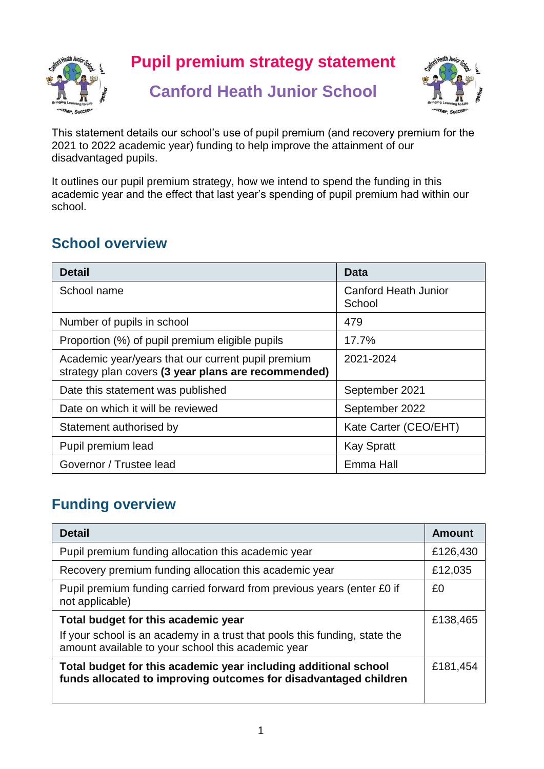# Pupil premium strategy statement

## Canford Heath Junior School

This statement details our school's use of pupil premium (and recovery premium for the 2021 to 2022 academic year) funding to help improve the attainment of our disadvantaged pupils.

It outlines our pupil premium strategy, how we intend to spend the funding in this academic year and the effect that last year's spending of pupil premium had within our school.

## School overview

| Detail | Data |
|---|---|
| School name | Canford Heath Junior School |
| Number of pupils in school | 479 |
| Proportion (%) of pupil premium eligible pupils | 17.7% |
| Academic year/years that our current pupil premium strategy plan covers **(3 year plans are recommended)** | 2021-2024 |
| Date this statement was published | September 2021 |
| Date on which it will be reviewed | September 2022 |
| Statement authorised by | Kate Carter (CEO/EHT) |
| Pupil premium lead | Kay Spratt |
| Governor / Trustee lead | Emma Hall |

## Funding overview

| Detail | Amount |
|---|---|
| Pupil premium funding allocation this academic year | £126,430 |
| Recovery premium funding allocation this academic year | £12,035 |
| Pupil premium funding carried forward from previous years (enter £0 if not applicable) | £0 |
| **Total budget for this academic year**<br>If your school is an academy in a trust that pools this funding, state the amount available to your school this academic year | £138,465 |
| **Total budget for this academic year including additional school funds allocated to improving outcomes for disadvantaged children** | £181,454 |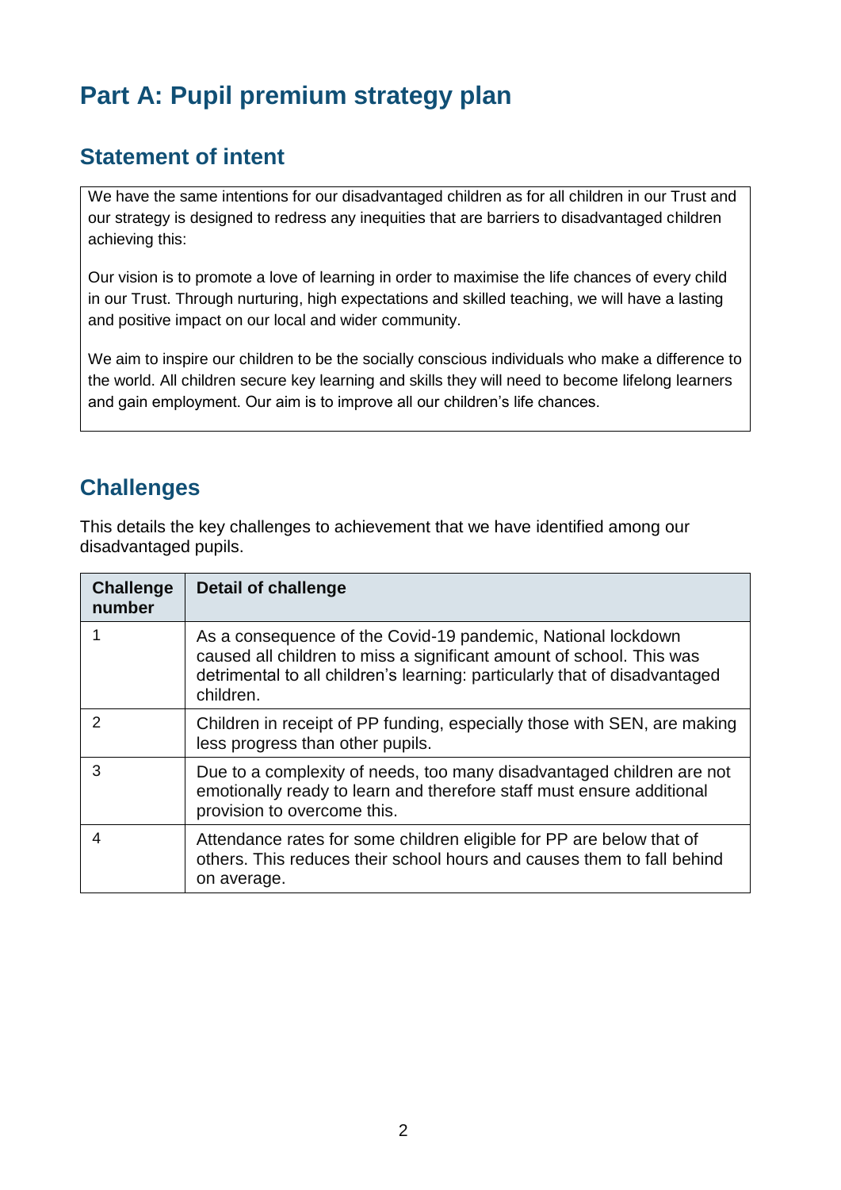# Part A: Pupil premium strategy plan

## Statement of intent

We have the same intentions for our disadvantaged children as for all children in our Trust and our strategy is designed to redress any inequities that are barriers to disadvantaged children achieving this:

Our vision is to promote a love of learning in order to maximise the life chances of every child in our Trust. Through nurturing, high expectations and skilled teaching, we will have a lasting and positive impact on our local and wider community.

We aim to inspire our children to be the socially conscious individuals who make a difference to the world. All children secure key learning and skills they will need to become lifelong learners and gain employment. Our aim is to improve all our children's life chances.

## Challenges

This details the key challenges to achievement that we have identified among our disadvantaged pupils.

| Challenge number | Detail of challenge |
|---|---|
| 1 | As a consequence of the Covid-19 pandemic, National lockdown caused all children to miss a significant amount of school. This was detrimental to all children's learning: particularly that of disadvantaged children. |
| 2 | Children in receipt of PP funding, especially those with SEN, are making less progress than other pupils. |
| 3 | Due to a complexity of needs, too many disadvantaged children are not emotionally ready to learn and therefore staff must ensure additional provision to overcome this. |
| 4 | Attendance rates for some children eligible for PP are below that of others. This reduces their school hours and causes them to fall behind on average. |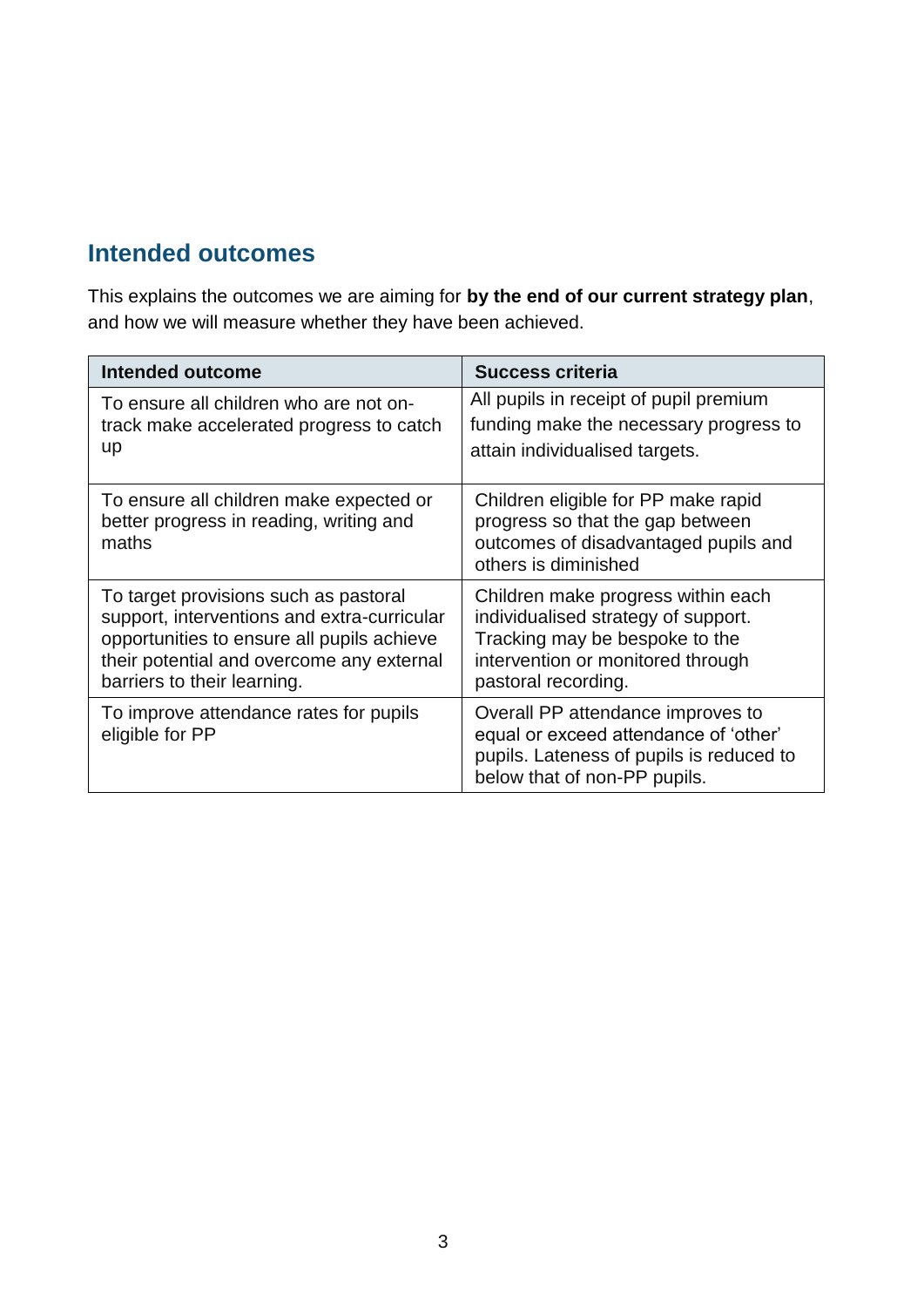## Intended outcomes

This explains the outcomes we are aiming for **by the end of our current strategy plan**, and how we will measure whether they have been achieved.

| Intended outcome | Success criteria |
| --- | --- |
| To ensure all children who are not on-track make accelerated progress to catch up | All pupils in receipt of pupil premium funding make the necessary progress to attain individualised targets. |
| To ensure all children make expected or better progress in reading, writing and maths | Children eligible for PP make rapid progress so that the gap between outcomes of disadvantaged pupils and others is diminished |
| To target provisions such as pastoral support, interventions and extra-curricular opportunities to ensure all pupils achieve their potential and overcome any external barriers to their learning. | Children make progress within each individualised strategy of support. Tracking may be bespoke to the intervention or monitored through pastoral recording. |
| To improve attendance rates for pupils eligible for PP | Overall PP attendance improves to equal or exceed attendance of 'other' pupils. Lateness of pupils is reduced to below that of non-PP pupils. |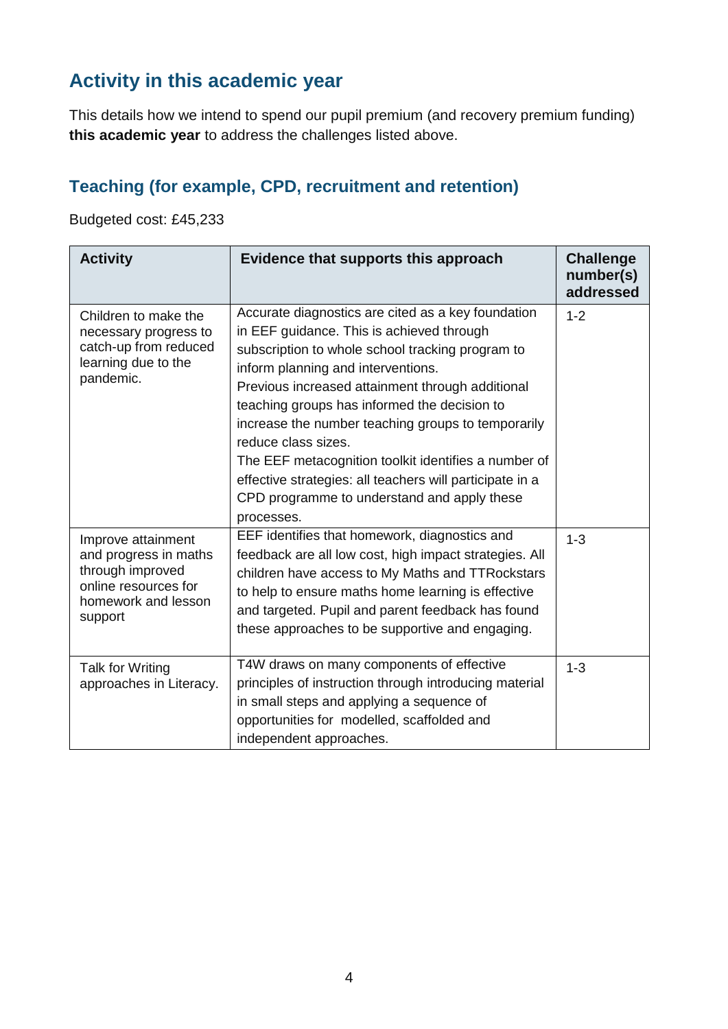## Activity in this academic year

This details how we intend to spend our pupil premium (and recovery premium funding) **this academic year** to address the challenges listed above.

### Teaching (for example, CPD, recruitment and retention)

Budgeted cost: £45,233

| Activity | Evidence that supports this approach | Challenge number(s) addressed |
|---|---|---|
| Children to make the necessary progress to catch-up from reduced learning due to the pandemic. | Accurate diagnostics are cited as a key foundation in EEF guidance. This is achieved through subscription to whole school tracking program to inform planning and interventions.<br>Previous increased attainment through additional teaching groups has informed the decision to increase the number teaching groups to temporarily reduce class sizes.<br>The EEF metacognition toolkit identifies a number of effective strategies: all teachers will participate in a CPD programme to understand and apply these processes. | 1-2 |
| Improve attainment and progress in maths through improved online resources for homework and lesson support | EEF identifies that homework, diagnostics and feedback are all low cost, high impact strategies. All children have access to My Maths and TTRockstars to help to ensure maths home learning is effective and targeted. Pupil and parent feedback has found these approaches to be supportive and engaging. | 1-3 |
| Talk for Writing approaches in Literacy. | T4W draws on many components of effective principles of instruction through introducing material in small steps and applying a sequence of opportunities for modelled, scaffolded and independent approaches. | 1-3 |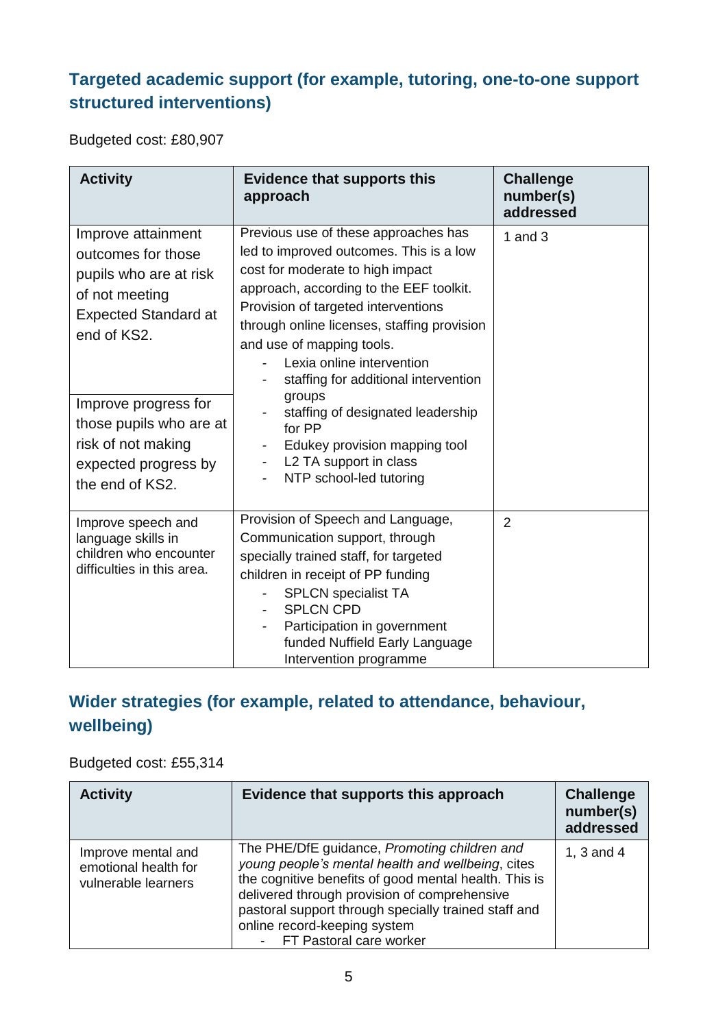## Targeted academic support (for example, tutoring, one-to-one support structured interventions)

Budgeted cost: £80,907

| Activity | Evidence that supports this approach | Challenge number(s) addressed |
|---|---|---|
| Improve attainment outcomes for those pupils who are at risk of not meeting Expected Standard at end of KS2.<br><br>Improve progress for those pupils who are at risk of not making expected progress by the end of KS2. | Previous use of these approaches has led to improved outcomes. This is a low cost for moderate to high impact approach, according to the EEF toolkit. Provision of targeted interventions through online licenses, staffing provision and use of mapping tools.<br>- Lexia online intervention<br>- staffing for additional intervention groups<br>- staffing of designated leadership for PP<br>- Edukey provision mapping tool<br>- L2 TA support in class<br>- NTP school-led tutoring | 1 and 3 |
| Improve speech and language skills in children who encounter difficulties in this area. | Provision of Speech and Language, Communication support, through specially trained staff, for targeted children in receipt of PP funding<br>- SPLCN specialist TA<br>- SPLCN CPD<br>- Participation in government funded Nuffield Early Language Intervention programme | 2 |

## Wider strategies (for example, related to attendance, behaviour, wellbeing)

Budgeted cost: £55,314

| Activity | Evidence that supports this approach | Challenge number(s) addressed |
|---|---|---|
| Improve mental and emotional health for vulnerable learners | The PHE/DfE guidance, *Promoting children and young people's mental health and wellbeing*, cites the cognitive benefits of good mental health. This is delivered through provision of comprehensive pastoral support through specially trained staff and online record-keeping system<br>- FT Pastoral care worker | 1, 3 and 4 |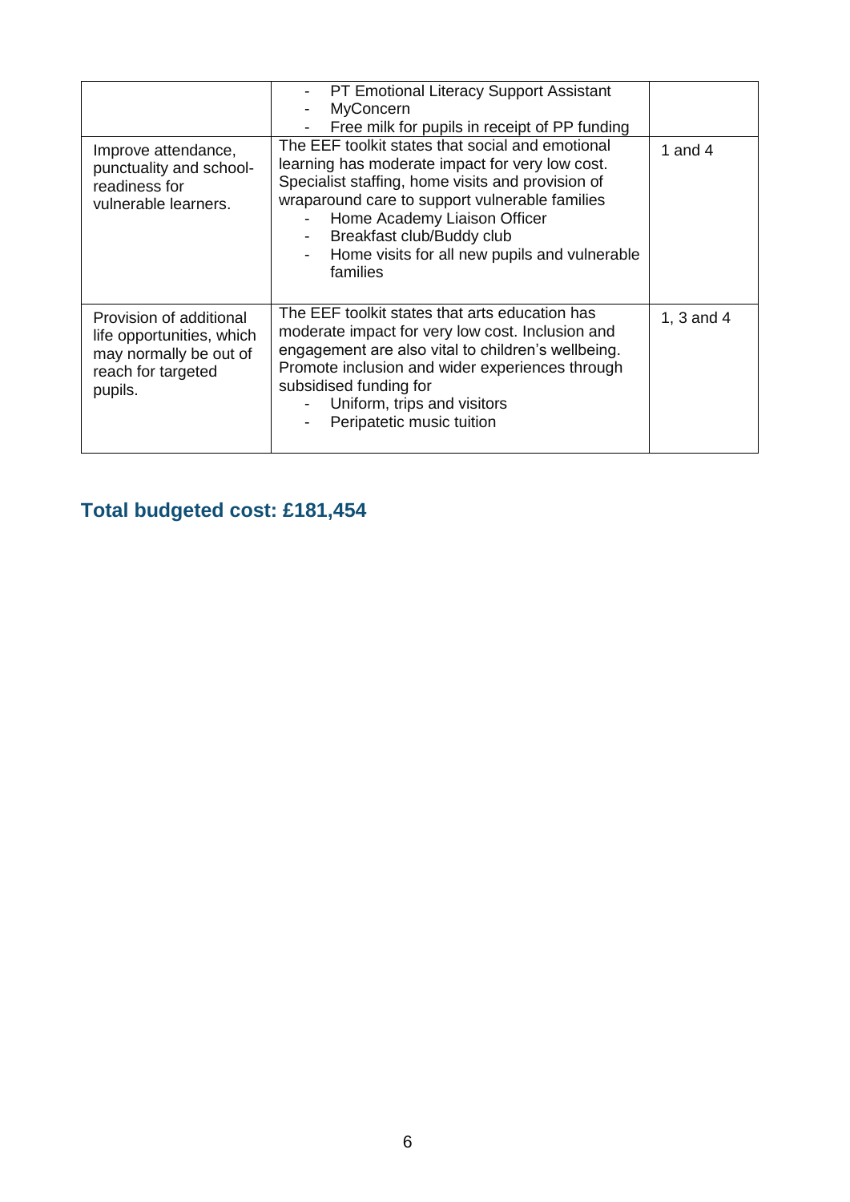| | | |
|---|---|---|
| | - PT Emotional Literacy Support Assistant<br>- MyConcern<br>- Free milk for pupils in receipt of PP funding | |
| Improve attendance, punctuality and school-readiness for vulnerable learners. | The EEF toolkit states that social and emotional learning has moderate impact for very low cost. Specialist staffing, home visits and provision of wraparound care to support vulnerable families<br>- Home Academy Liaison Officer<br>- Breakfast club/Buddy club<br>- Home visits for all new pupils and vulnerable families | 1 and 4 |
| Provision of additional life opportunities, which may normally be out of reach for targeted pupils. | The EEF toolkit states that arts education has moderate impact for very low cost. Inclusion and engagement are also vital to children's wellbeing. Promote inclusion and wider experiences through subsidised funding for<br>- Uniform, trips and visitors<br>- Peripatetic music tuition | 1, 3 and 4 |

## Total budgeted cost: £181,454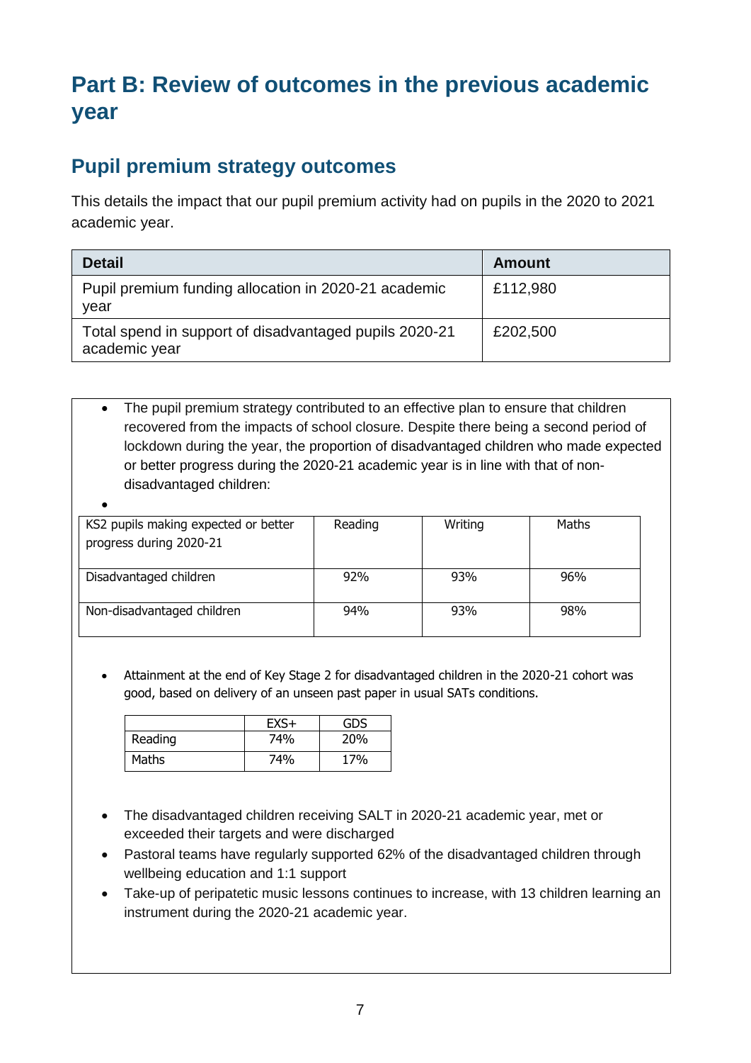# Part B: Review of outcomes in the previous academic year

## Pupil premium strategy outcomes

This details the impact that our pupil premium activity had on pupils in the 2020 to 2021 academic year.

| Detail | Amount |
|---|---|
| Pupil premium funding allocation in 2020-21 academic year | £112,980 |
| Total spend in support of disadvantaged pupils 2020-21 academic year | £202,500 |

- The pupil premium strategy contributed to an effective plan to ensure that children recovered from the impacts of school closure. Despite there being a second period of lockdown during the year, the proportion of disadvantaged children who made expected or better progress during the 2020-21 academic year is in line with that of non-disadvantaged children:

| KS2 pupils making expected or better progress during 2020-21 | Reading | Writing | Maths |
|---|---|---|---|
| Disadvantaged children | 92% | 93% | 96% |
| Non-disadvantaged children | 94% | 93% | 98% |

- Attainment at the end of Key Stage 2 for disadvantaged children in the 2020-21 cohort was good, based on delivery of an unseen past paper in usual SATs conditions.

| | EXS+ | GDS |
|---|---|---|
| Reading | 74% | 20% |
| Maths | 74% | 17% |

- The disadvantaged children receiving SALT in 2020-21 academic year, met or exceeded their targets and were discharged
- Pastoral teams have regularly supported 62% of the disadvantaged children through wellbeing education and 1:1 support
- Take-up of peripatetic music lessons continues to increase, with 13 children learning an instrument during the 2020-21 academic year.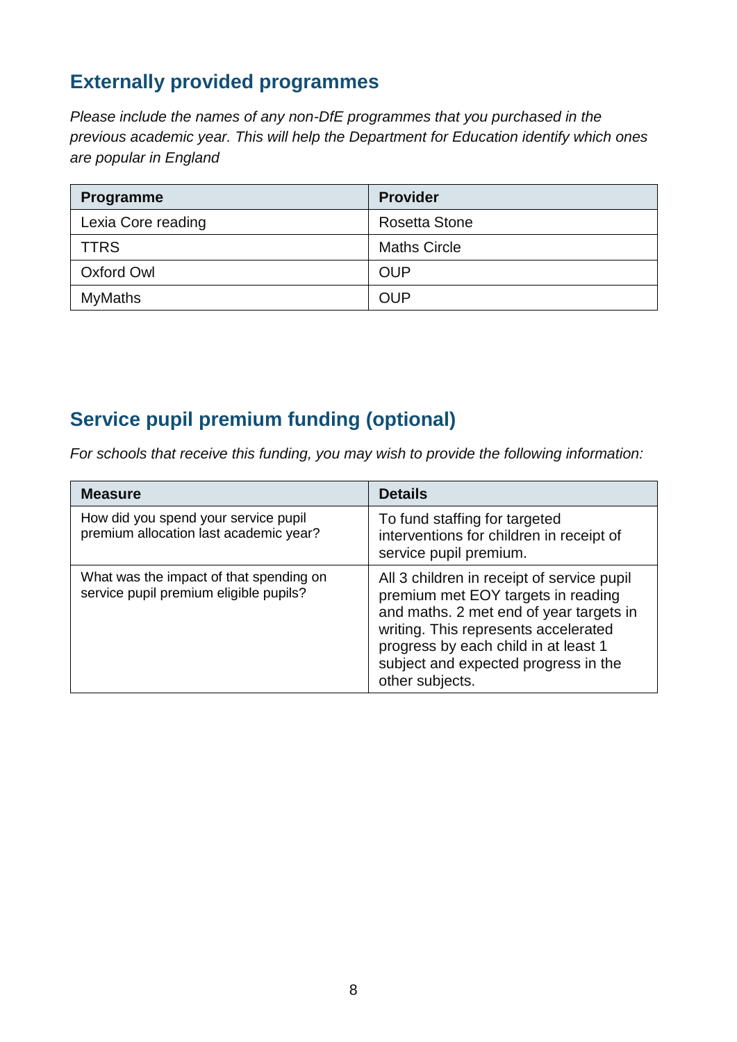## Externally provided programmes

*Please include the names of any non-DfE programmes that you purchased in the previous academic year. This will help the Department for Education identify which ones are popular in England*

| Programme | Provider |
| --- | --- |
| Lexia Core reading | Rosetta Stone |
| TTRS | Maths Circle |
| Oxford Owl | OUP |
| MyMaths | OUP |

## Service pupil premium funding (optional)

*For schools that receive this funding, you may wish to provide the following information:*

| Measure | Details |
| --- | --- |
| How did you spend your service pupil premium allocation last academic year? | To fund staffing for targeted interventions for children in receipt of service pupil premium. |
| What was the impact of that spending on service pupil premium eligible pupils? | All 3 children in receipt of service pupil premium met EOY targets in reading and maths. 2 met end of year targets in writing. This represents accelerated progress by each child in at least 1 subject and expected progress in the other subjects. |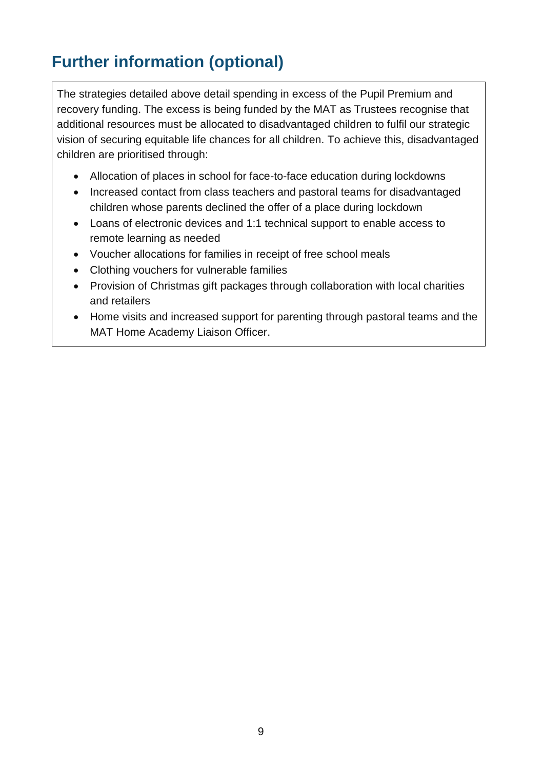## Further information (optional)

The strategies detailed above detail spending in excess of the Pupil Premium and recovery funding. The excess is being funded by the MAT as Trustees recognise that additional resources must be allocated to disadvantaged children to fulfil our strategic vision of securing equitable life chances for all children. To achieve this, disadvantaged children are prioritised through:

- Allocation of places in school for face-to-face education during lockdowns
- Increased contact from class teachers and pastoral teams for disadvantaged children whose parents declined the offer of a place during lockdown
- Loans of electronic devices and 1:1 technical support to enable access to remote learning as needed
- Voucher allocations for families in receipt of free school meals
- Clothing vouchers for vulnerable families
- Provision of Christmas gift packages through collaboration with local charities and retailers
- Home visits and increased support for parenting through pastoral teams and the MAT Home Academy Liaison Officer.